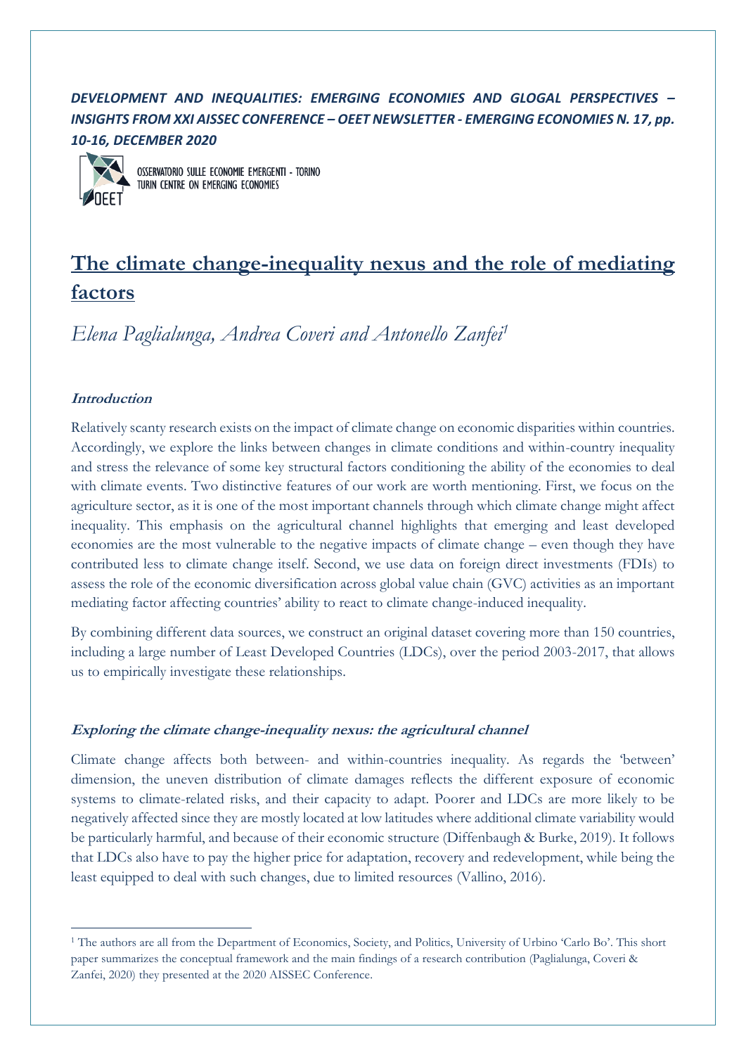*DEVELOPMENT AND INEQUALITIES: EMERGING ECONOMIES AND GLOGAL PERSPECTIVES – INSIGHTS FROM XXI AISSEC CONFERENCE – OEET NEWSLETTER - EMERGING ECONOMIES N. 17, pp. 10-16, DECEMBER 2020*

OSSERVATORIO SULLE ECONOMIE EMERGENTI - TORINO
TURIN CENTRE ON EMERGING ECONOMIES

# The climate change-inequality nexus and the role of mediating factors

*Elena Paglialunga, Andrea Coveri and Antonello Zanfei*[1]

### Introduction

Relatively scanty research exists on the impact of climate change on economic disparities within countries. Accordingly, we explore the links between changes in climate conditions and within-country inequality and stress the relevance of some key structural factors conditioning the ability of the economies to deal with climate events. Two distinctive features of our work are worth mentioning. First, we focus on the agriculture sector, as it is one of the most important channels through which climate change might affect inequality. This emphasis on the agricultural channel highlights that emerging and least developed economies are the most vulnerable to the negative impacts of climate change – even though they have contributed less to climate change itself. Second, we use data on foreign direct investments (FDIs) to assess the role of the economic diversification across global value chain (GVC) activities as an important mediating factor affecting countries' ability to react to climate change-induced inequality.

By combining different data sources, we construct an original dataset covering more than 150 countries, including a large number of Least Developed Countries (LDCs), over the period 2003-2017, that allows us to empirically investigate these relationships.

### Exploring the climate change-inequality nexus: the agricultural channel

Climate change affects both between- and within-countries inequality. As regards the 'between' dimension, the uneven distribution of climate damages reflects the different exposure of economic systems to climate-related risks, and their capacity to adapt. Poorer and LDCs are more likely to be negatively affected since they are mostly located at low latitudes where additional climate variability would be particularly harmful, and because of their economic structure (Diffenbaugh & Burke, 2019). It follows that LDCs also have to pay the higher price for adaptation, recovery and redevelopment, while being the least equipped to deal with such changes, due to limited resources (Vallino, 2016).

---

[1] The authors are all from the Department of Economics, Society, and Politics, University of Urbino 'Carlo Bo'. This short paper summarizes the conceptual framework and the main findings of a research contribution (Paglialunga, Coveri & Zanfei, 2020) they presented at the 2020 AISSEC Conference.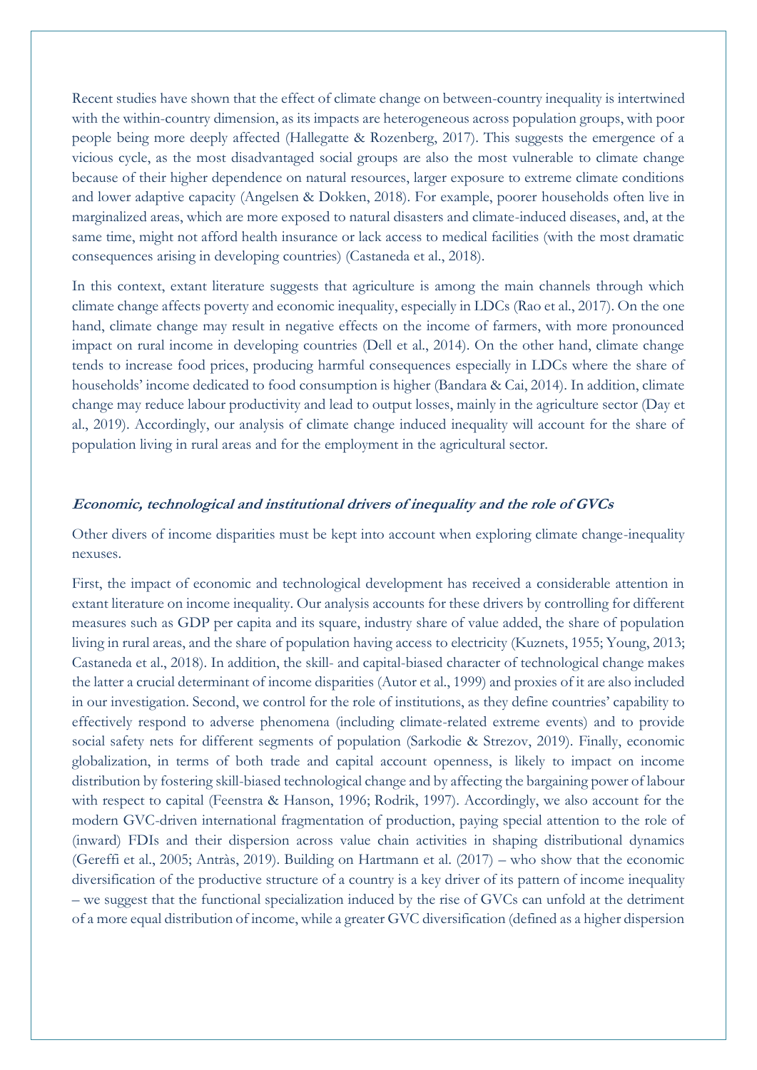Recent studies have shown that the effect of climate change on between-country inequality is intertwined with the within-country dimension, as its impacts are heterogeneous across population groups, with poor people being more deeply affected (Hallegatte & Rozenberg, 2017). This suggests the emergence of a vicious cycle, as the most disadvantaged social groups are also the most vulnerable to climate change because of their higher dependence on natural resources, larger exposure to extreme climate conditions and lower adaptive capacity (Angelsen & Dokken, 2018). For example, poorer households often live in marginalized areas, which are more exposed to natural disasters and climate-induced diseases, and, at the same time, might not afford health insurance or lack access to medical facilities (with the most dramatic consequences arising in developing countries) (Castaneda et al., 2018).

In this context, extant literature suggests that agriculture is among the main channels through which climate change affects poverty and economic inequality, especially in LDCs (Rao et al., 2017). On the one hand, climate change may result in negative effects on the income of farmers, with more pronounced impact on rural income in developing countries (Dell et al., 2014). On the other hand, climate change tends to increase food prices, producing harmful consequences especially in LDCs where the share of households' income dedicated to food consumption is higher (Bandara & Cai, 2014). In addition, climate change may reduce labour productivity and lead to output losses, mainly in the agriculture sector (Day et al., 2019). Accordingly, our analysis of climate change induced inequality will account for the share of population living in rural areas and for the employment in the agricultural sector.

### *Economic, technological and institutional drivers of inequality and the role of GVCs*

Other divers of income disparities must be kept into account when exploring climate change-inequality nexuses.

First, the impact of economic and technological development has received a considerable attention in extant literature on income inequality. Our analysis accounts for these drivers by controlling for different measures such as GDP per capita and its square, industry share of value added, the share of population living in rural areas, and the share of population having access to electricity (Kuznets, 1955; Young, 2013; Castaneda et al., 2018). In addition, the skill- and capital-biased character of technological change makes the latter a crucial determinant of income disparities (Autor et al., 1999) and proxies of it are also included in our investigation. Second, we control for the role of institutions, as they define countries' capability to effectively respond to adverse phenomena (including climate-related extreme events) and to provide social safety nets for different segments of population (Sarkodie & Strezov, 2019). Finally, economic globalization, in terms of both trade and capital account openness, is likely to impact on income distribution by fostering skill-biased technological change and by affecting the bargaining power of labour with respect to capital (Feenstra & Hanson, 1996; Rodrik, 1997). Accordingly, we also account for the modern GVC-driven international fragmentation of production, paying special attention to the role of (inward) FDIs and their dispersion across value chain activities in shaping distributional dynamics (Gereffi et al., 2005; Antràs, 2019). Building on Hartmann et al. (2017) – who show that the economic diversification of the productive structure of a country is a key driver of its pattern of income inequality – we suggest that the functional specialization induced by the rise of GVCs can unfold at the detriment of a more equal distribution of income, while a greater GVC diversification (defined as a higher dispersion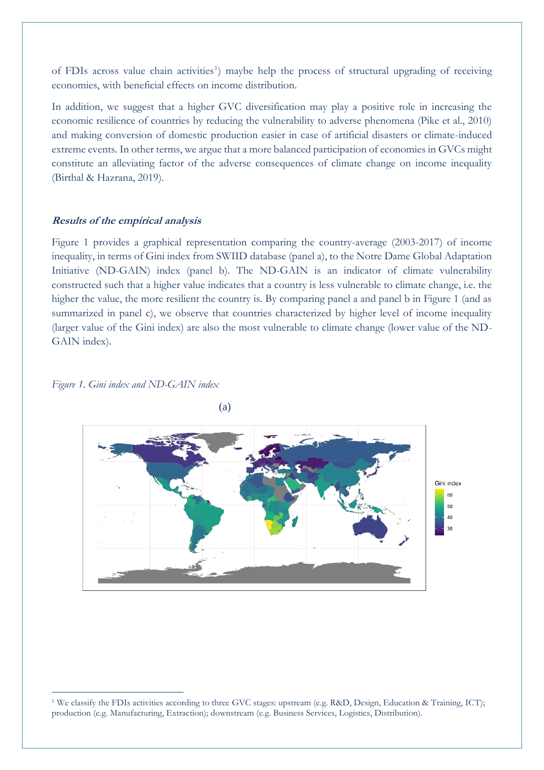of FDIs across value chain activities[1]) maybe help the process of structural upgrading of receiving economies, with beneficial effects on income distribution.

In addition, we suggest that a higher GVC diversification may play a positive role in increasing the economic resilience of countries by reducing the vulnerability to adverse phenomena (Pike et al., 2010) and making conversion of domestic production easier in case of artificial disasters or climate-induced extreme events. In other terms, we argue that a more balanced participation of economies in GVCs might constitute an alleviating factor of the adverse consequences of climate change on income inequality (Birthal & Hazrana, 2019).

### ***Results of the empirical analysis***

Figure 1 provides a graphical representation comparing the country-average (2003-2017) of income inequality, in terms of Gini index from SWIID database (panel a), to the Notre Dame Global Adaptation Initiative (ND-GAIN) index (panel b). The ND-GAIN is an indicator of climate vulnerability constructed such that a higher value indicates that a country is less vulnerable to climate change, i.e. the higher the value, the more resilient the country is. By comparing panel a and panel b in Figure 1 (and as summarized in panel c), we observe that countries characterized by higher level of income inequality (larger value of the Gini index) are also the most vulnerable to climate change (lower value of the ND-GAIN index).

*Figure 1. Gini index and ND-GAIN index*

(a)

[1] We classify the FDIs activities according to three GVC stages: upstream (e.g. R&D, Design, Education & Training, ICT); production (e.g. Manufacturing, Extraction); downstream (e.g. Business Services, Logistics, Distribution).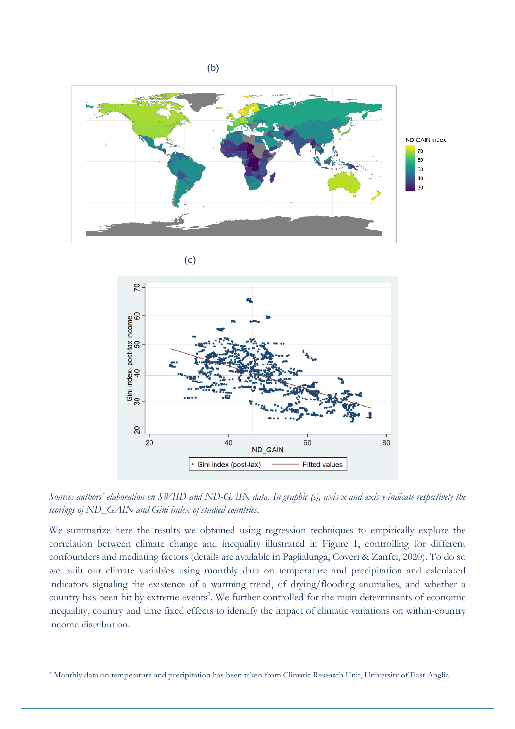(b)

(c)

*Source: authors' elaboration on SWIID and ND-GAIN data. In graphic (c), axis x and axis y indicate respectively the scorings of ND_GAIN and Gini index of studied countries.*

We summarize here the results we obtained using regression techniques to empirically explore the correlation between climate change and inequality illustrated in Figure 1, controlling for different confounders and mediating factors (details are available in Paglialunga, Coveri & Zanfei, 2020). To do so we built our climate variables using monthly data on temperature and precipitation and calculated indicators signaling the existence of a warming trend, of drying/flooding anomalies, and whether a country has been hit by extreme events[2]. We further controlled for the main determinants of economic inequality, country and time fixed effects to identify the impact of climatic variations on within-country income distribution.

[2] Monthly data on temperature and precipitation has been taken from Climatic Research Unit, University of East Anglia.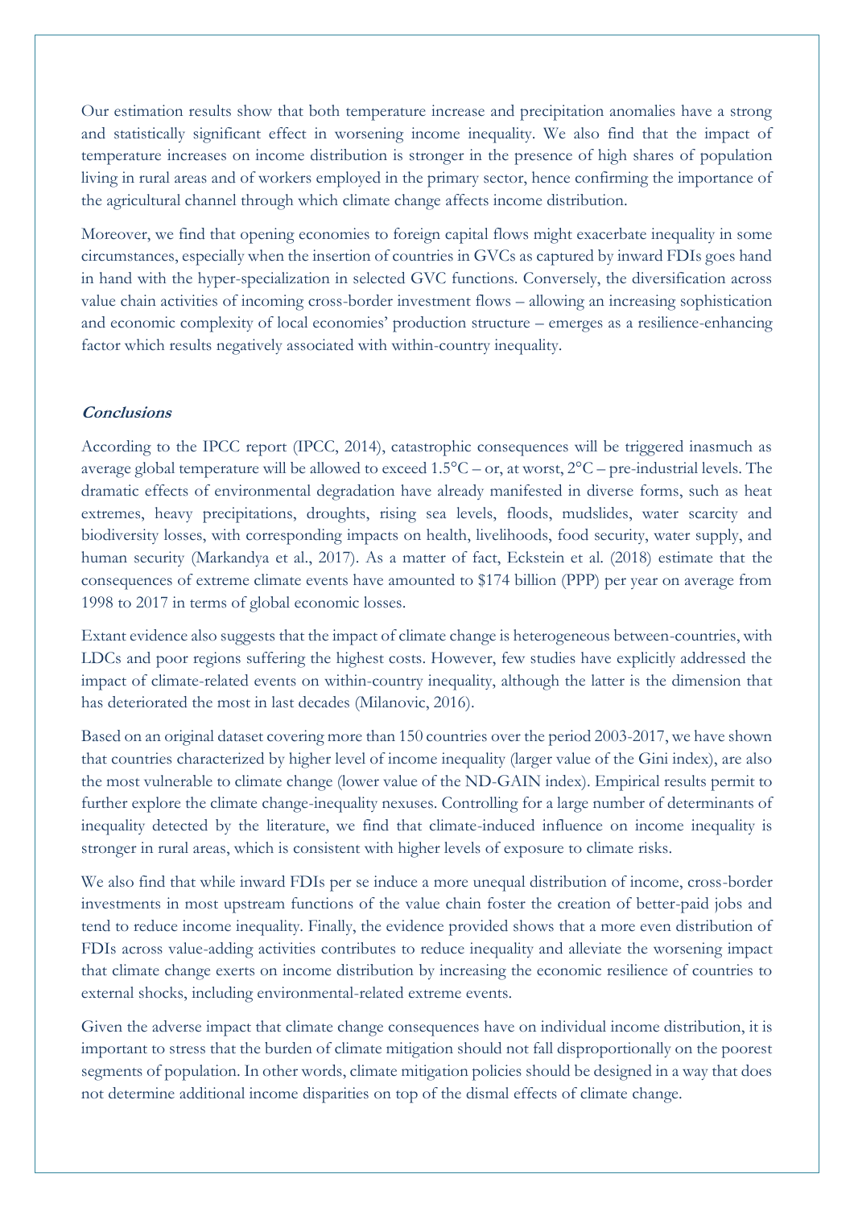Our estimation results show that both temperature increase and precipitation anomalies have a strong and statistically significant effect in worsening income inequality. We also find that the impact of temperature increases on income distribution is stronger in the presence of high shares of population living in rural areas and of workers employed in the primary sector, hence confirming the importance of the agricultural channel through which climate change affects income distribution.

Moreover, we find that opening economies to foreign capital flows might exacerbate inequality in some circumstances, especially when the insertion of countries in GVCs as captured by inward FDIs goes hand in hand with the hyper-specialization in selected GVC functions. Conversely, the diversification across value chain activities of incoming cross-border investment flows – allowing an increasing sophistication and economic complexity of local economies' production structure – emerges as a resilience-enhancing factor which results negatively associated with within-country inequality.

### ***Conclusions***

According to the IPCC report (IPCC, 2014), catastrophic consequences will be triggered inasmuch as average global temperature will be allowed to exceed 1.5°C – or, at worst, 2°C – pre-industrial levels. The dramatic effects of environmental degradation have already manifested in diverse forms, such as heat extremes, heavy precipitations, droughts, rising sea levels, floods, mudslides, water scarcity and biodiversity losses, with corresponding impacts on health, livelihoods, food security, water supply, and human security (Markandya et al., 2017). As a matter of fact, Eckstein et al. (2018) estimate that the consequences of extreme climate events have amounted to $174 billion (PPP) per year on average from 1998 to 2017 in terms of global economic losses.

Extant evidence also suggests that the impact of climate change is heterogeneous between-countries, with LDCs and poor regions suffering the highest costs. However, few studies have explicitly addressed the impact of climate-related events on within-country inequality, although the latter is the dimension that has deteriorated the most in last decades (Milanovic, 2016).

Based on an original dataset covering more than 150 countries over the period 2003-2017, we have shown that countries characterized by higher level of income inequality (larger value of the Gini index), are also the most vulnerable to climate change (lower value of the ND-GAIN index). Empirical results permit to further explore the climate change-inequality nexuses. Controlling for a large number of determinants of inequality detected by the literature, we find that climate-induced influence on income inequality is stronger in rural areas, which is consistent with higher levels of exposure to climate risks.

We also find that while inward FDIs per se induce a more unequal distribution of income, cross-border investments in most upstream functions of the value chain foster the creation of better-paid jobs and tend to reduce income inequality. Finally, the evidence provided shows that a more even distribution of FDIs across value-adding activities contributes to reduce inequality and alleviate the worsening impact that climate change exerts on income distribution by increasing the economic resilience of countries to external shocks, including environmental-related extreme events.

Given the adverse impact that climate change consequences have on individual income distribution, it is important to stress that the burden of climate mitigation should not fall disproportionally on the poorest segments of population. In other words, climate mitigation policies should be designed in a way that does not determine additional income disparities on top of the dismal effects of climate change.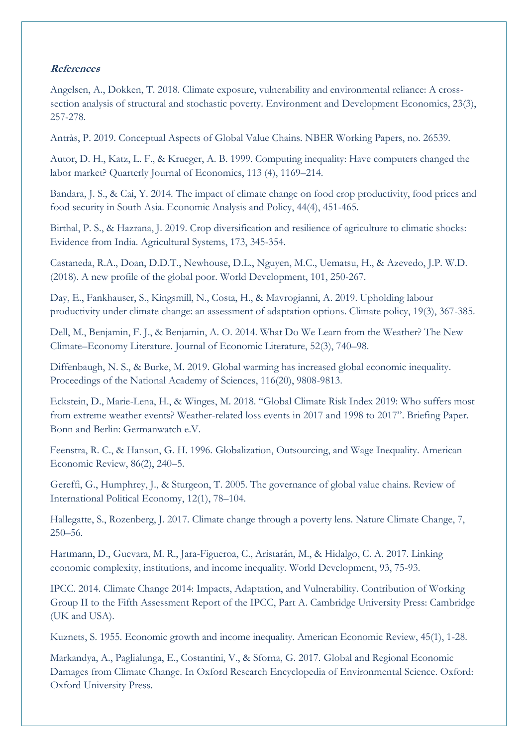***References***

Angelsen, A., Dokken, T. 2018. Climate exposure, vulnerability and environmental reliance: A cross-section analysis of structural and stochastic poverty. Environment and Development Economics, 23(3), 257-278.

Antràs, P. 2019. Conceptual Aspects of Global Value Chains. NBER Working Papers, no. 26539.

Autor, D. H., Katz, L. F., & Krueger, A. B. 1999. Computing inequality: Have computers changed the labor market? Quarterly Journal of Economics, 113 (4), 1169–214.

Bandara, J. S., & Cai, Y. 2014. The impact of climate change on food crop productivity, food prices and food security in South Asia. Economic Analysis and Policy, 44(4), 451-465.

Birthal, P. S., & Hazrana, J. 2019. Crop diversification and resilience of agriculture to climatic shocks: Evidence from India. Agricultural Systems, 173, 345-354.

Castaneda, R.A., Doan, D.D.T., Newhouse, D.L., Nguyen, M.C., Uematsu, H., & Azevedo, J.P. W.D. (2018). A new profile of the global poor. World Development, 101, 250-267.

Day, E., Fankhauser, S., Kingsmill, N., Costa, H., & Mavrogianni, A. 2019. Upholding labour productivity under climate change: an assessment of adaptation options. Climate policy, 19(3), 367-385.

Dell, M., Benjamin, F. J., & Benjamin, A. O. 2014. What Do We Learn from the Weather? The New Climate–Economy Literature. Journal of Economic Literature, 52(3), 740–98.

Diffenbaugh, N. S., & Burke, M. 2019. Global warming has increased global economic inequality. Proceedings of the National Academy of Sciences, 116(20), 9808-9813.

Eckstein, D., Marie-Lena, H., & Winges, M. 2018. "Global Climate Risk Index 2019: Who suffers most from extreme weather events? Weather-related loss events in 2017 and 1998 to 2017". Briefing Paper. Bonn and Berlin: Germanwatch e.V.

Feenstra, R. C., & Hanson, G. H. 1996. Globalization, Outsourcing, and Wage Inequality. American Economic Review, 86(2), 240–5.

Gereffi, G., Humphrey, J., & Sturgeon, T. 2005. The governance of global value chains. Review of International Political Economy, 12(1), 78–104.

Hallegatte, S., Rozenberg, J. 2017. Climate change through a poverty lens. Nature Climate Change, 7, 250–56.

Hartmann, D., Guevara, M. R., Jara-Figueroa, C., Aristarán, M., & Hidalgo, C. A. 2017. Linking economic complexity, institutions, and income inequality. World Development, 93, 75-93.

IPCC. 2014. Climate Change 2014: Impacts, Adaptation, and Vulnerability. Contribution of Working Group II to the Fifth Assessment Report of the IPCC, Part A. Cambridge University Press: Cambridge (UK and USA).

Kuznets, S. 1955. Economic growth and income inequality. American Economic Review, 45(1), 1-28.

Markandya, A., Paglialunga, E., Costantini, V., & Sforna, G. 2017. Global and Regional Economic Damages from Climate Change. In Oxford Research Encyclopedia of Environmental Science. Oxford: Oxford University Press.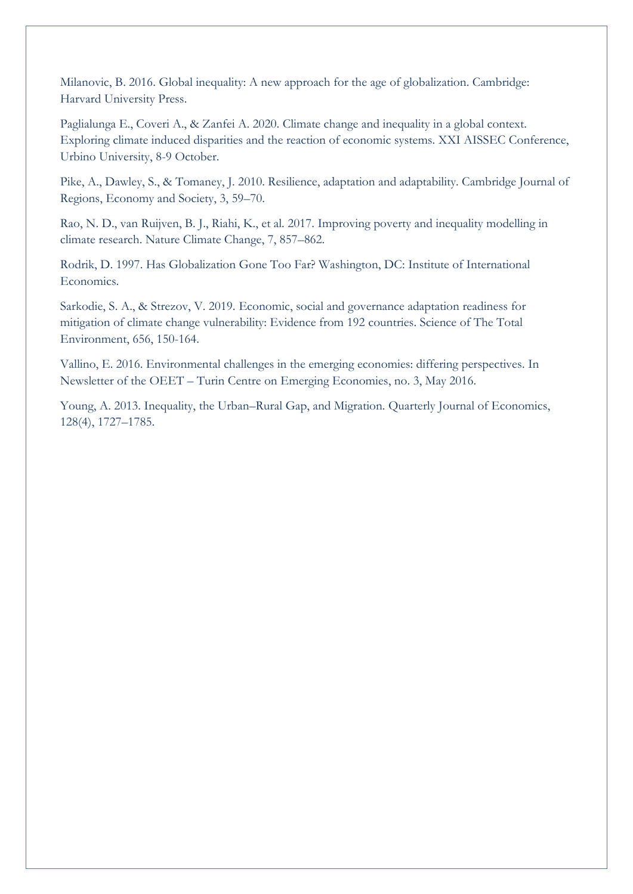Milanovic, B. 2016. Global inequality: A new approach for the age of globalization. Cambridge: Harvard University Press.

Paglialunga E., Coveri A., & Zanfei A. 2020. Climate change and inequality in a global context. Exploring climate induced disparities and the reaction of economic systems. XXI AISSEC Conference, Urbino University, 8-9 October.

Pike, A., Dawley, S., & Tomaney, J. 2010. Resilience, adaptation and adaptability. Cambridge Journal of Regions, Economy and Society, 3, 59–70.

Rao, N. D., van Ruijven, B. J., Riahi, K., et al. 2017. Improving poverty and inequality modelling in climate research. Nature Climate Change, 7, 857–862.

Rodrik, D. 1997. Has Globalization Gone Too Far? Washington, DC: Institute of International Economics.

Sarkodie, S. A., & Strezov, V. 2019. Economic, social and governance adaptation readiness for mitigation of climate change vulnerability: Evidence from 192 countries. Science of The Total Environment, 656, 150-164.

Vallino, E. 2016. Environmental challenges in the emerging economies: differing perspectives. In Newsletter of the OEET – Turin Centre on Emerging Economies, no. 3, May 2016.

Young, A. 2013. Inequality, the Urban–Rural Gap, and Migration. Quarterly Journal of Economics, 128(4), 1727–1785.